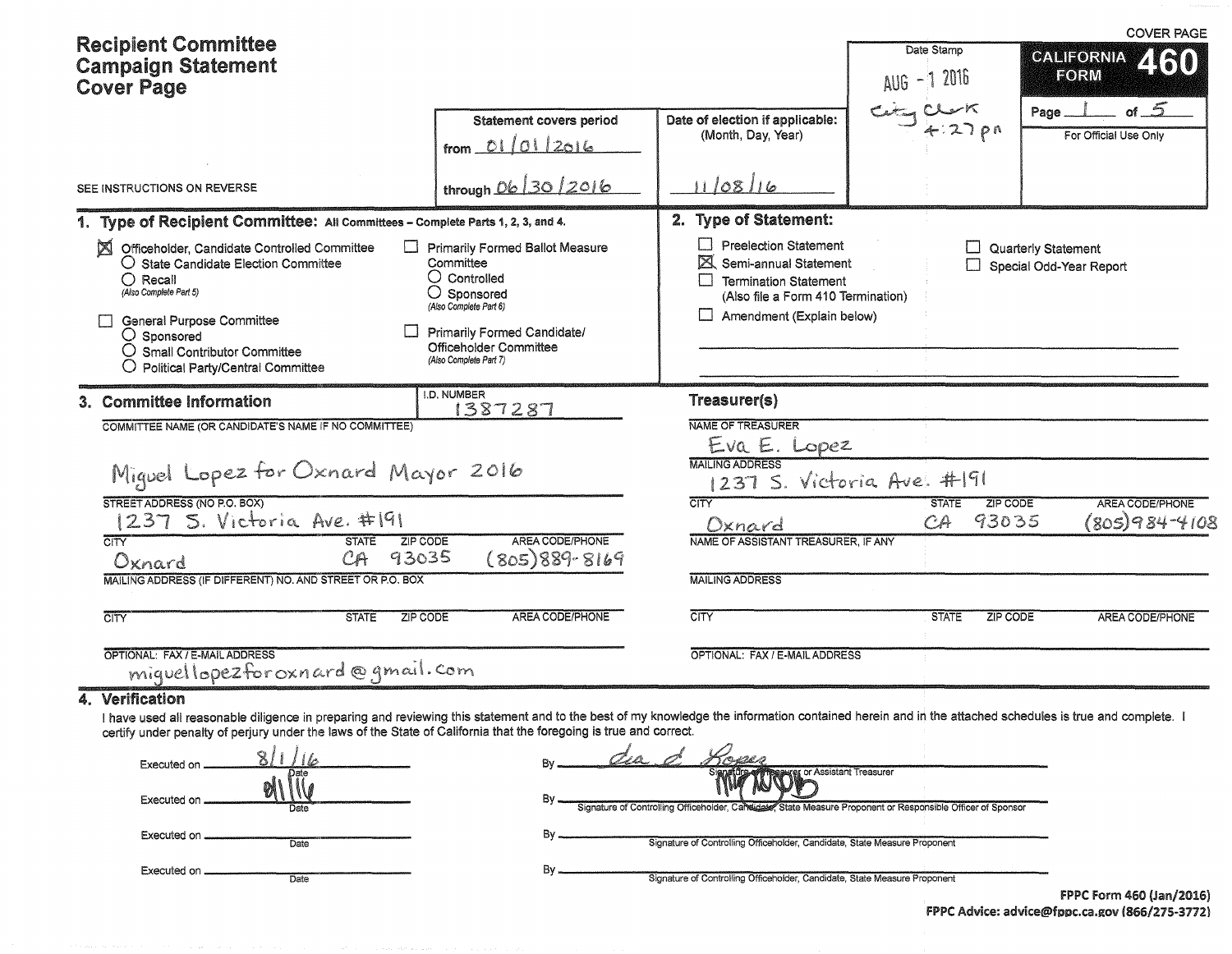COVER PAGE

# Recipient Committee Campaign Statement Cover Page

**CALIFORNIA FORM 460**

Date Stamp: AUG - 1 2016 City Clerk 4:27 pm

Page 1 of 5

For Official Use Only

SEE INSTRUCTIONS ON REVERSE

| Statement covers period | Date of election if applicable: (Month, Day, Year) |
|---|---|
| from 01/01/2016 through 06/30/2016 | 11/08/16 |

## 1. Type of Recipient Committee: All Committees – Complete Parts 1, 2, 3, and 4.

- [X] Officeholder, Candidate Controlled Committee
  - ○ State Candidate Election Committee
  - ○ Recall (Also Complete Part 5)
- [ ] General Purpose Committee
  - ○ Sponsored
  - ○ Small Contributor Committee
  - ○ Political Party/Central Committee
- [ ] Primarily Formed Ballot Measure Committee
  - ○ Controlled
  - ○ Sponsored (Also Complete Part 6)
- [ ] Primarily Formed Candidate/Officeholder Committee (Also Complete Part 7)

## 2. Type of Statement:

- [ ] Preelection Statement
- [X] Semi-annual Statement
- [ ] Termination Statement (Also file a Form 410 Termination)
- [ ] Amendment (Explain below)
- [ ] Quarterly Statement
- [ ] Special Odd-Year Report

## 3. Committee Information

I.D. NUMBER: 1387287

COMMITTEE NAME (OR CANDIDATE'S NAME IF NO COMMITTEE): Miguel Lopez for Oxnard Mayor 2016

STREET ADDRESS (NO P.O. BOX): 1237 S. Victoria Ave. #191

| CITY | STATE | ZIP CODE | AREA CODE/PHONE |
|---|---|---|---|
| Oxnard | CA | 93035 | (805)889-8169 |

MAILING ADDRESS (IF DIFFERENT) NO. AND STREET OR P.O. BOX:

| CITY | STATE | ZIP CODE | AREA CODE/PHONE |
|---|---|---|---|
| | | | |

OPTIONAL: FAX / E-MAIL ADDRESS: miguellopezforoxnard@gmail.com

### Treasurer(s)

NAME OF TREASURER: Eva E. Lopez

MAILING ADDRESS: 1237 S. Victoria Ave. #191

| CITY | STATE | ZIP CODE | AREA CODE/PHONE |
|---|---|---|---|
| Oxnard | CA | 93035 | (805)984-4108 |

NAME OF ASSISTANT TREASURER, IF ANY:

MAILING ADDRESS:

| CITY | STATE | ZIP CODE | AREA CODE/PHONE |
|---|---|---|---|
| | | | |

OPTIONAL: FAX / E-MAIL ADDRESS:

## 4. Verification

I have used all reasonable diligence in preparing and reviewing this statement and to the best of my knowledge the information contained herein and in the attached schedules is true and complete. I certify under penalty of perjury under the laws of the State of California that the foregoing is true and correct.

Executed on 8/1/16 (Date) By [signature] (Signature of Treasurer or Assistant Treasurer)

Executed on 8/1/16 (Date) By [signature] (Signature of Controlling Officeholder, Candidate, State Measure Proponent or Responsible Officer of Sponsor)

Executed on ______ (Date) By ______ (Signature of Controlling Officeholder, Candidate, State Measure Proponent)

Executed on ______ (Date) By ______ (Signature of Controlling Officeholder, Candidate, State Measure Proponent)

FPPC Form 460 (Jan/2016)
FPPC Advice: advice@fppc.ca.gov (866/275-3772)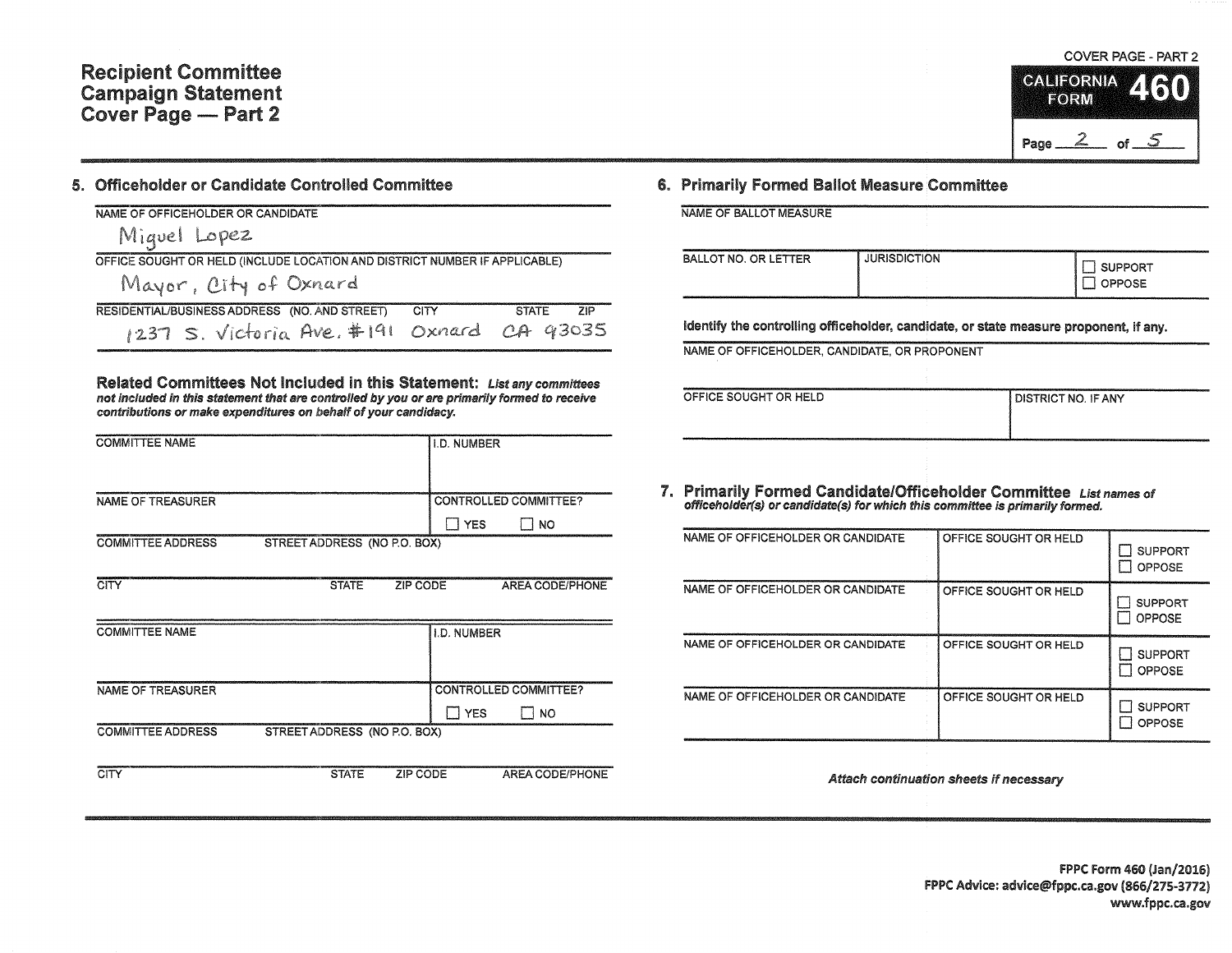# Recipient Committee Campaign Statement Cover Page — Part 2

COVER PAGE - PART 2

**CALIFORNIA FORM 460**

Page 2 of 5

## 5. Officeholder or Candidate Controlled Committee

NAME OF OFFICEHOLDER OR CANDIDATE

Miguel Lopez

OFFICE SOUGHT OR HELD (INCLUDE LOCATION AND DISTRICT NUMBER IF APPLICABLE)

Mayor, City of Oxnard

| RESIDENTIAL/BUSINESS ADDRESS (NO. AND STREET) | CITY | STATE | ZIP |
|---|---|---|---|
| 1237 S. Victoria Ave. #191 | Oxnard | CA | 93035 |

**Related Committees Not Included in this Statement:** *List any committees not included in this statement that are controlled by you or are primarily formed to receive contributions or make expenditures on behalf of your candidacy.*

| COMMITTEE NAME | | | I.D. NUMBER |
|---|---|---|---|
| | | | |
| NAME OF TREASURER | | | CONTROLLED COMMITTEE? ☐ YES ☐ NO |
| COMMITTEE ADDRESS STREET ADDRESS (NO P.O. BOX) | | | |
| CITY | STATE | ZIP CODE | AREA CODE/PHONE |

| COMMITTEE NAME | | | I.D. NUMBER |
|---|---|---|---|
| | | | |
| NAME OF TREASURER | | | CONTROLLED COMMITTEE? ☐ YES ☐ NO |
| COMMITTEE ADDRESS STREET ADDRESS (NO P.O. BOX) | | | |
| CITY | STATE | ZIP CODE | AREA CODE/PHONE |

## 6. Primarily Formed Ballot Measure Committee

NAME OF BALLOT MEASURE

| BALLOT NO. OR LETTER | JURISDICTION | ☐ SUPPORT ☐ OPPOSE |
|---|---|---|
| | | |

**Identify the controlling officeholder, candidate, or state measure proponent, if any.**

NAME OF OFFICEHOLDER, CANDIDATE, OR PROPONENT

| OFFICE SOUGHT OR HELD | DISTRICT NO. IF ANY |
|---|---|
| | |

## 7. Primarily Formed Candidate/Officeholder Committee

*List names of officeholder(s) or candidate(s) for which this committee is primarily formed.*

| NAME OF OFFICEHOLDER OR CANDIDATE | OFFICE SOUGHT OR HELD | |
|---|---|---|
| | | ☐ SUPPORT ☐ OPPOSE |
| | | ☐ SUPPORT ☐ OPPOSE |
| | | ☐ SUPPORT ☐ OPPOSE |
| | | ☐ SUPPORT ☐ OPPOSE |

*Attach continuation sheets if necessary*

FPPC Form 460 (Jan/2016)
FPPC Advice: advice@fppc.ca.gov (866/275-3772)
www.fppc.ca.gov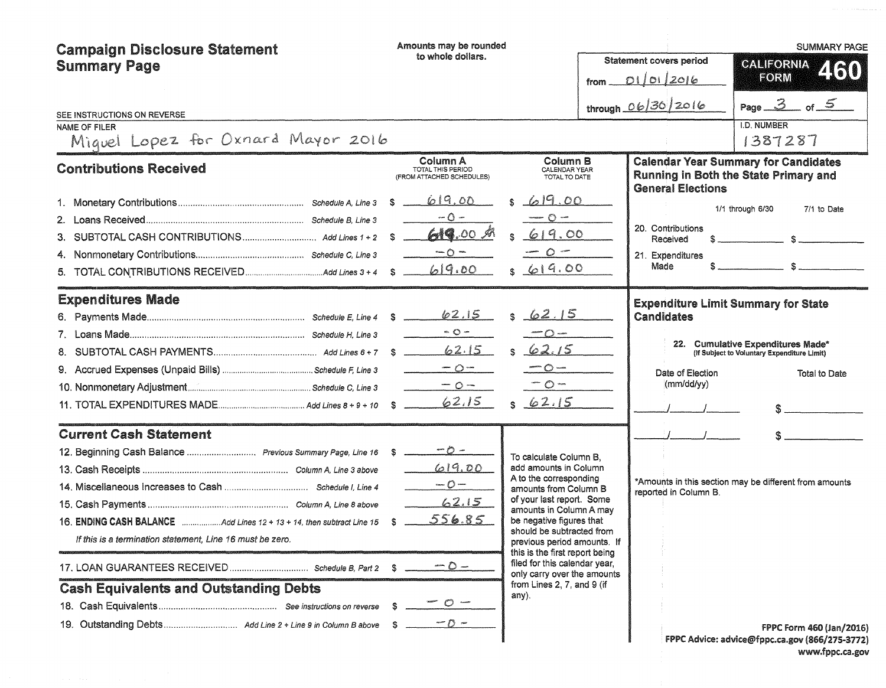# Campaign Disclosure Statement Summary Page

Amounts may be rounded to whole dollars.

SEE INSTRUCTIONS ON REVERSE

**SUMMARY PAGE**

**CALIFORNIA FORM 460**

Statement covers period from 01/01/2016 through 06/30/2016

Page 3 of 5

NAME OF FILER: Miguel Lopez for Oxnard Mayor 2016

I.D. NUMBER: 1387287

## Contributions Received

| | | Column A TOTAL THIS PERIOD (FROM ATTACHED SCHEDULES) | Column B CALENDAR YEAR TOTAL TO DATE |
|---|---|---|---|
| 1. Monetary Contributions | Schedule A, Line 3 | $ 619.00 | $ 619.00 |
| 2. Loans Received | Schedule B, Line 3 | -0- | -0- |
| 3. SUBTOTAL CASH CONTRIBUTIONS | Add Lines 1 + 2 | $ 619.00 | $ 619.00 |
| 4. Nonmonetary Contributions | Schedule C, Line 3 | -0- | -0- |
| 5. TOTAL CONTRIBUTIONS RECEIVED | Add Lines 3 + 4 | $ 619.00 | $ 619.00 |

## Expenditures Made

| | | Column A | Column B |
|---|---|---|---|
| 6. Payments Made | Schedule E, Line 4 | $ 62.15 | $ 62.15 |
| 7. Loans Made | Schedule H, Line 3 | -0- | -0- |
| 8. SUBTOTAL CASH PAYMENTS | Add Lines 6 + 7 | $ 62.15 | $ 62.15 |
| 9. Accrued Expenses (Unpaid Bills) | Schedule F, Line 3 | -0- | -0- |
| 10. Nonmonetary Adjustment | Schedule C, Line 3 | -0- | -0- |
| 11. TOTAL EXPENDITURES MADE | Add Lines 8 + 9 + 10 | $ 62.15 | $ 62.15 |

## Current Cash Statement

| | | |
|---|---|---|
| 12. Beginning Cash Balance | Previous Summary Page, Line 16 | $ -0- |
| 13. Cash Receipts | Column A, Line 3 above | 619.00 |
| 14. Miscellaneous Increases to Cash | Schedule I, Line 4 | -0- |
| 15. Cash Payments | Column A, Line 8 above | 62.15 |
| 16. **ENDING CASH BALANCE** | Add Lines 12 + 13 + 14, then subtract Line 15 | $ 556.85 |

*If this is a termination statement, Line 16 must be zero.*

| | | |
|---|---|---|
| 17. LOAN GUARANTEES RECEIVED | Schedule B, Part 2 | $ -0- |

## Cash Equivalents and Outstanding Debts

| | | |
|---|---|---|
| 18. Cash Equivalents | See instructions on reverse | $ -0- |
| 19. Outstanding Debts | Add Line 2 + Line 9 in Column B above | $ -0- |

To calculate Column B, add amounts in Column A to the corresponding amounts from Column B of your last report. Some amounts in Column A may be negative figures that should be subtracted from previous period amounts. If this is the first report being filed for this calendar year, only carry over the amounts from Lines 2, 7, and 9 (if any).

## Calendar Year Summary for Candidates Running in Both the State Primary and General Elections

| | 1/1 through 6/30 | 7/1 to Date |
|---|---|---|
| 20. Contributions Received | $ | $ |
| 21. Expenditures Made | $ | $ |

## Expenditure Limit Summary for State Candidates

22. **Cumulative Expenditures Made*** (If Subject to Voluntary Expenditure Limit)

| Date of Election (mm/dd/yy) | Total to Date |
|---|---|
| / / | $ |
| / / | $ |

*Amounts in this section may be different from amounts reported in Column B.

FPPC Form 460 (Jan/2016)
FPPC Advice: advice@fppc.ca.gov (866/275-3772)
www.fppc.ca.gov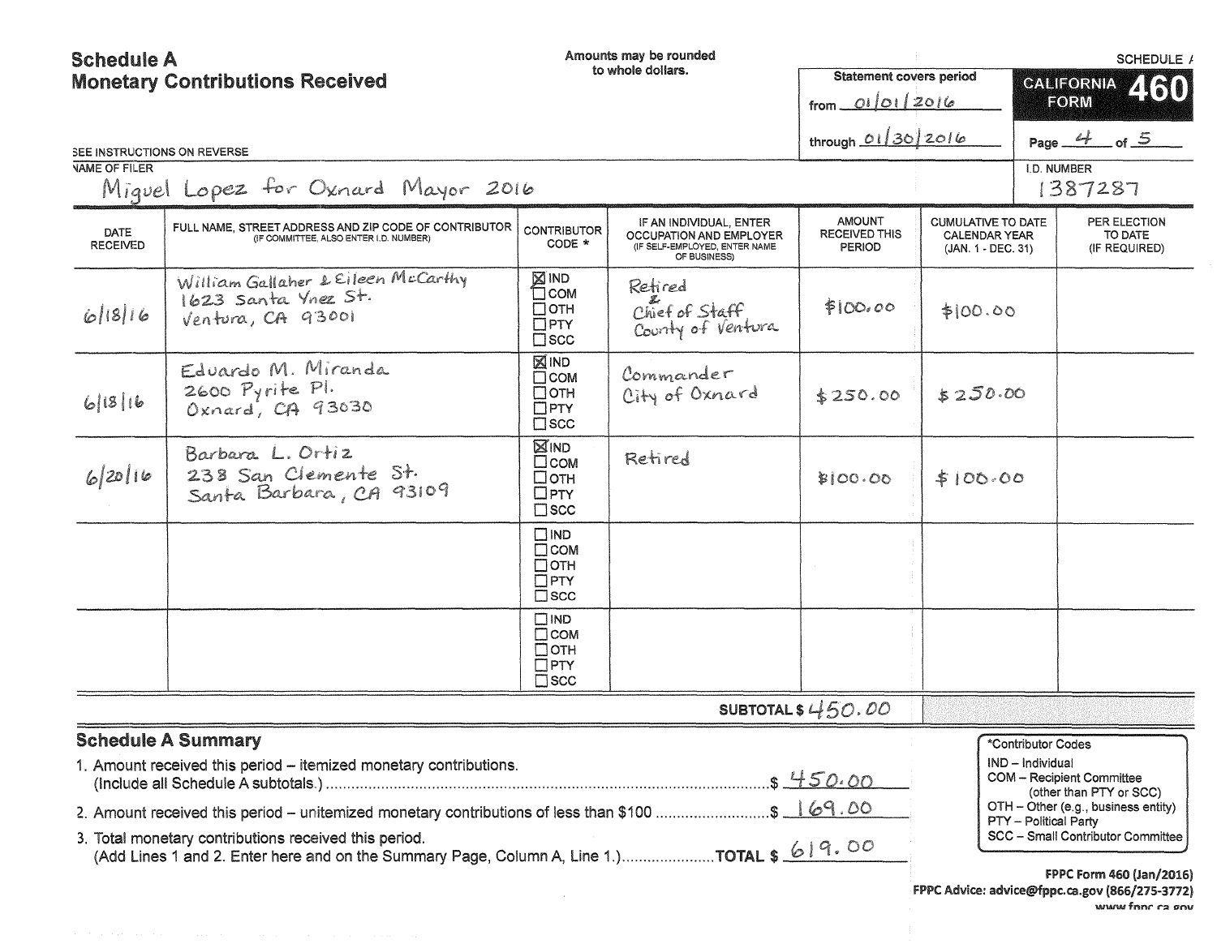# Schedule A
## Monetary Contributions Received

Amounts may be rounded to whole dollars.

SEE INSTRUCTIONS ON REVERSE

**Statement covers period**

from 01/01/2016

through 01/30/2016

**CALIFORNIA FORM 460**

SCHEDULE A

Page 4 of 5

NAME OF FILER: Miguel Lopez for Oxnard Mayor 2016

I.D. NUMBER: 1387287

| DATE RECEIVED | FULL NAME, STREET ADDRESS AND ZIP CODE OF CONTRIBUTOR (IF COMMITTEE, ALSO ENTER I.D. NUMBER) | CONTRIBUTOR CODE * | IF AN INDIVIDUAL, ENTER OCCUPATION AND EMPLOYER (IF SELF-EMPLOYED, ENTER NAME OF BUSINESS) | AMOUNT RECEIVED THIS PERIOD | CUMULATIVE TO DATE CALENDAR YEAR (JAN. 1 - DEC. 31) | PER ELECTION TO DATE (IF REQUIRED) |
|---|---|---|---|---|---|---|
| 6/18/16 | William Gallaher & Eileen McCarthy, 1623 Santa Ynez St., Ventura, CA 93001 | ☒ IND ☐ COM ☐ OTH ☐ PTY ☐ SCC | Retired & Chief of Staff, County of Ventura | $100.00 | $100.00 | |
| 6/18/16 | Eduardo M. Miranda, 2600 Pyrite Pl., Oxnard, CA 93030 | ☒ IND ☐ COM ☐ OTH ☐ PTY ☐ SCC | Commander, City of Oxnard | $250.00 | $250.00 | |
| 6/20/16 | Barbara L. Ortiz, 238 San Clemente St., Santa Barbara, CA 93109 | ☒ IND ☐ COM ☐ OTH ☐ PTY ☐ SCC | Retired | $100.00 | $100.00 | |
| | | ☐ IND ☐ COM ☐ OTH ☐ PTY ☐ SCC | | | | |
| | | ☐ IND ☐ COM ☐ OTH ☐ PTY ☐ SCC | | | | |

SUBTOTAL $ 450.00

## Schedule A Summary

1. Amount received this period – itemized monetary contributions. (Include all Schedule A subtotals.) .......... $ 450.00
2. Amount received this period – unitemized monetary contributions of less than $100 .......... $ 169.00
3. Total monetary contributions received this period. (Add Lines 1 and 2. Enter here and on the Summary Page, Column A, Line 1.) .......... TOTAL $ 619.00

*Contributor Codes
- IND – Individual
- COM – Recipient Committee (other than PTY or SCC)
- OTH – Other (e.g., business entity)
- PTY – Political Party
- SCC – Small Contributor Committee

FPPC Form 460 (Jan/2016)
FPPC Advice: advice@fppc.ca.gov (866/275-3772)
www.fppc.ca.gov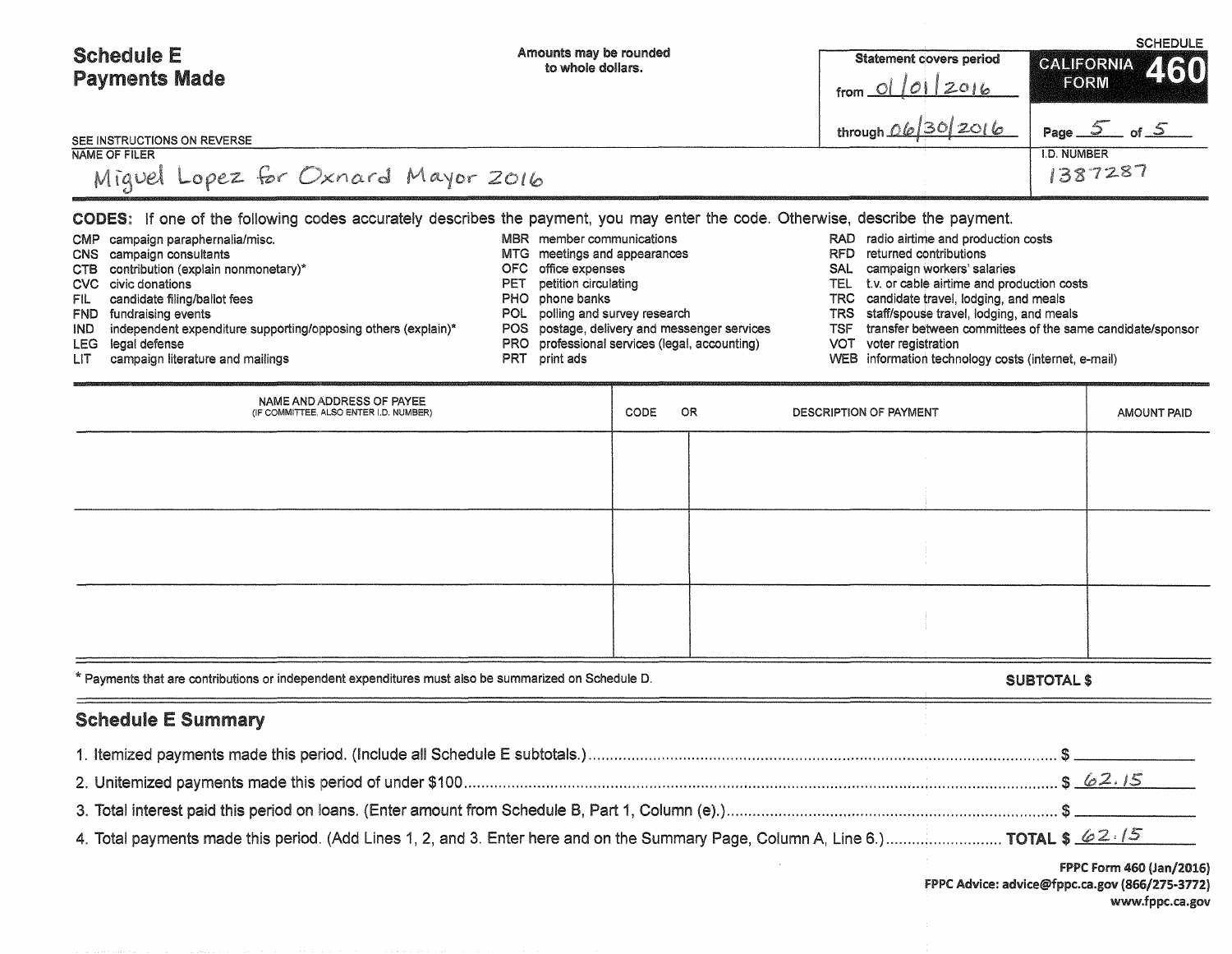# Schedule E
## Payments Made

Amounts may be rounded to whole dollars.

Statement covers period

from 01/01/2016

through 06/30/2016

SCHEDULE

CALIFORNIA FORM 460

Page 5 of 5

SEE INSTRUCTIONS ON REVERSE

NAME OF FILER

Miguel Lopez for Oxnard Mayor 2016

I.D. NUMBER

1387287

**CODES:** If one of the following codes accurately describes the payment, you may enter the code. Otherwise, describe the payment.

- CMP campaign paraphernalia/misc.
- CNS campaign consultants
- CTB contribution (explain nonmonetary)*
- CVC civic donations
- FIL candidate filing/ballot fees
- FND fundraising events
- IND independent expenditure supporting/opposing others (explain)*
- LEG legal defense
- LIT campaign literature and mailings
- MBR member communications
- MTG meetings and appearances
- OFC office expenses
- PET petition circulating
- PHO phone banks
- POL polling and survey research
- POS postage, delivery and messenger services
- PRO professional services (legal, accounting)
- PRT print ads
- RAD radio airtime and production costs
- RFD returned contributions
- SAL campaign workers' salaries
- TEL t.v. or cable airtime and production costs
- TRC candidate travel, lodging, and meals
- TRS staff/spouse travel, lodging, and meals
- TSF transfer between committees of the same candidate/sponsor
- VOT voter registration
- WEB information technology costs (internet, e-mail)

| NAME AND ADDRESS OF PAYEE (IF COMMITTEE, ALSO ENTER I.D. NUMBER) | CODE | OR DESCRIPTION OF PAYMENT | AMOUNT PAID |
|---|---|---|---|
| | | | |
| | | | |
| | | | |

\* Payments that are contributions or independent expenditures must also be summarized on Schedule D.

**SUBTOTAL $**

## Schedule E Summary

1. Itemized payments made this period. (Include all Schedule E subtotals.) $
2. Unitemized payments made this period of under $100 $ 62.15
3. Total interest paid this period on loans. (Enter amount from Schedule B, Part 1, Column (e).) $
4. Total payments made this period. (Add Lines 1, 2, and 3. Enter here and on the Summary Page, Column A, Line 6.) **TOTAL $** 62.15

FPPC Form 460 (Jan/2016)
FPPC Advice: advice@fppc.ca.gov (866/275-3772)
www.fppc.ca.gov